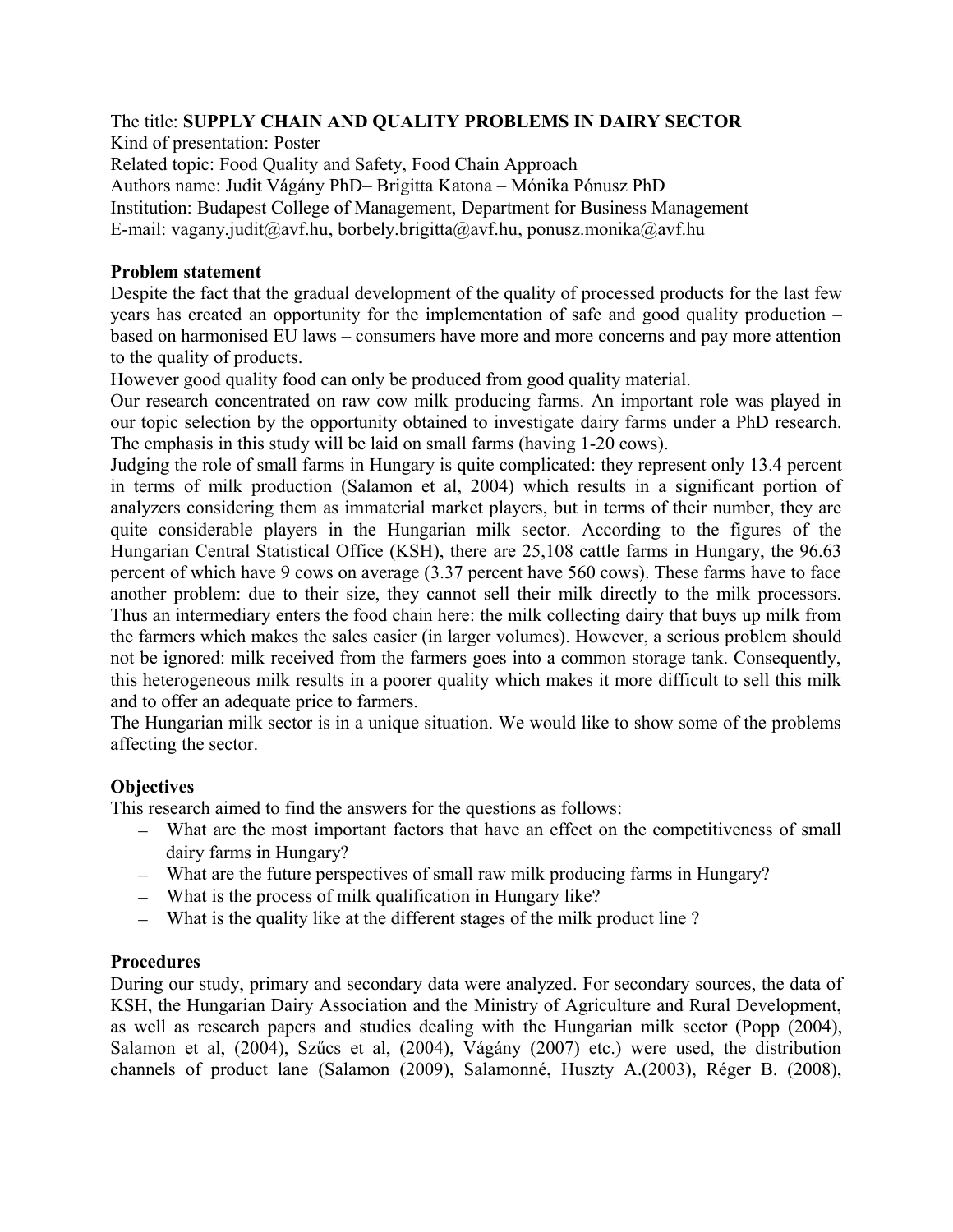The title: **SUPPLY CHAIN AND QUALITY PROBLEMS IN DAIRY SECTOR**
Kind of presentation: Poster
Related topic: Food Quality and Safety, Food Chain Approach
Authors name: Judit Vágány PhD– Brigitta Katona – Mónika Pónusz PhD
Institution: Budapest College of Management, Department for Business Management
E-mail: vagany.judit@avf.hu, borbely.brigitta@avf.hu, ponusz.monika@avf.hu

**Problem statement**

Despite the fact that the gradual development of the quality of processed products for the last few years has created an opportunity for the implementation of safe and good quality production – based on harmonised EU laws – consumers have more and more concerns and pay more attention to the quality of products.

However good quality food can only be produced from good quality material.

Our research concentrated on raw cow milk producing farms. An important role was played in our topic selection by the opportunity obtained to investigate dairy farms under a PhD research. The emphasis in this study will be laid on small farms (having 1-20 cows).

Judging the role of small farms in Hungary is quite complicated: they represent only 13.4 percent in terms of milk production (Salamon et al, 2004) which results in a significant portion of analyzers considering them as immaterial market players, but in terms of their number, they are quite considerable players in the Hungarian milk sector. According to the figures of the Hungarian Central Statistical Office (KSH), there are 25,108 cattle farms in Hungary, the 96.63 percent of which have 9 cows on average (3.37 percent have 560 cows). These farms have to face another problem: due to their size, they cannot sell their milk directly to the milk processors. Thus an intermediary enters the food chain here: the milk collecting dairy that buys up milk from the farmers which makes the sales easier (in larger volumes). However, a serious problem should not be ignored: milk received from the farmers goes into a common storage tank. Consequently, this heterogeneous milk results in a poorer quality which makes it more difficult to sell this milk and to offer an adequate price to farmers.

The Hungarian milk sector is in a unique situation. We would like to show some of the problems affecting the sector.

**Objectives**

This research aimed to find the answers for the questions as follows:

- What are the most important factors that have an effect on the competitiveness of small dairy farms in Hungary?
- What are the future perspectives of small raw milk producing farms in Hungary?
- What is the process of milk qualification in Hungary like?
- What is the quality like at the different stages of the milk product line ?

**Procedures**

During our study, primary and secondary data were analyzed. For secondary sources, the data of KSH, the Hungarian Dairy Association and the Ministry of Agriculture and Rural Development, as well as research papers and studies dealing with the Hungarian milk sector (Popp (2004), Salamon et al, (2004), Szűcs et al, (2004), Vágány (2007) etc.) were used, the distribution channels of product lane (Salamon (2009), Salamonné, Huszty A.(2003), Réger B. (2008),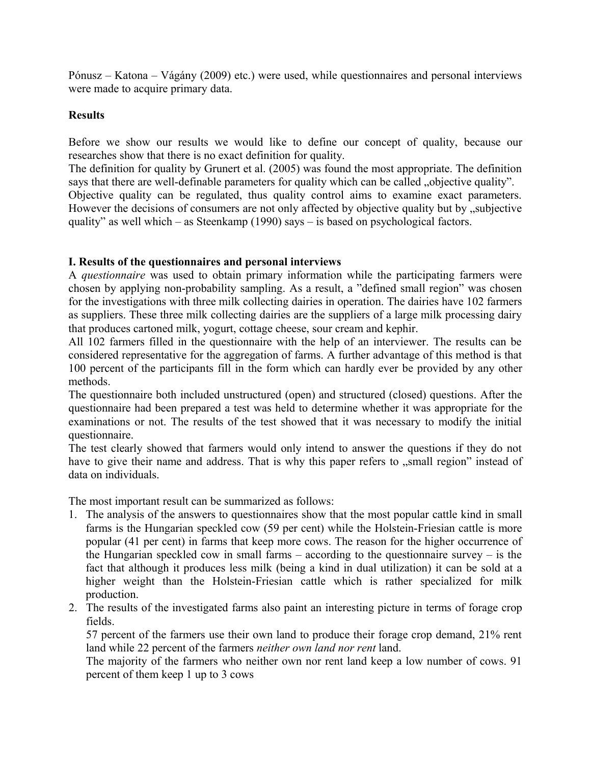Pónusz – Katona – Vágány (2009) etc.) were used, while questionnaires and personal interviews were made to acquire primary data.

## Results

Before we show our results we would like to define our concept of quality, because our researches show that there is no exact definition for quality.

The definition for quality by Grunert et al. (2005) was found the most appropriate. The definition says that there are well-definable parameters for quality which can be called „objective quality".

Objective quality can be regulated, thus quality control aims to examine exact parameters. However the decisions of consumers are not only affected by objective quality but by „subjective quality" as well which – as Steenkamp (1990) says – is based on psychological factors.

### I. Results of the questionnaires and personal interviews

A *questionnaire* was used to obtain primary information while the participating farmers were chosen by applying non-probability sampling. As a result, a "defined small region" was chosen for the investigations with three milk collecting dairies in operation. The dairies have 102 farmers as suppliers. These three milk collecting dairies are the suppliers of a large milk processing dairy that produces cartoned milk, yogurt, cottage cheese, sour cream and kephir.

All 102 farmers filled in the questionnaire with the help of an interviewer. The results can be considered representative for the aggregation of farms. A further advantage of this method is that 100 percent of the participants fill in the form which can hardly ever be provided by any other methods.

The questionnaire both included unstructured (open) and structured (closed) questions. After the questionnaire had been prepared a test was held to determine whether it was appropriate for the examinations or not. The results of the test showed that it was necessary to modify the initial questionnaire.

The test clearly showed that farmers would only intend to answer the questions if they do not have to give their name and address. That is why this paper refers to „small region" instead of data on individuals.

The most important result can be summarized as follows:

1. The analysis of the answers to questionnaires show that the most popular cattle kind in small farms is the Hungarian speckled cow (59 per cent) while the Holstein-Friesian cattle is more popular (41 per cent) in farms that keep more cows. The reason for the higher occurrence of the Hungarian speckled cow in small farms – according to the questionnaire survey – is the fact that although it produces less milk (being a kind in dual utilization) it can be sold at a higher weight than the Holstein-Friesian cattle which is rather specialized for milk production.
2. The results of the investigated farms also paint an interesting picture in terms of forage crop fields.

   57 percent of the farmers use their own land to produce their forage crop demand, 21% rent land while 22 percent of the farmers *neither own land nor rent* land.

   The majority of the farmers who neither own nor rent land keep a low number of cows. 91 percent of them keep 1 up to 3 cows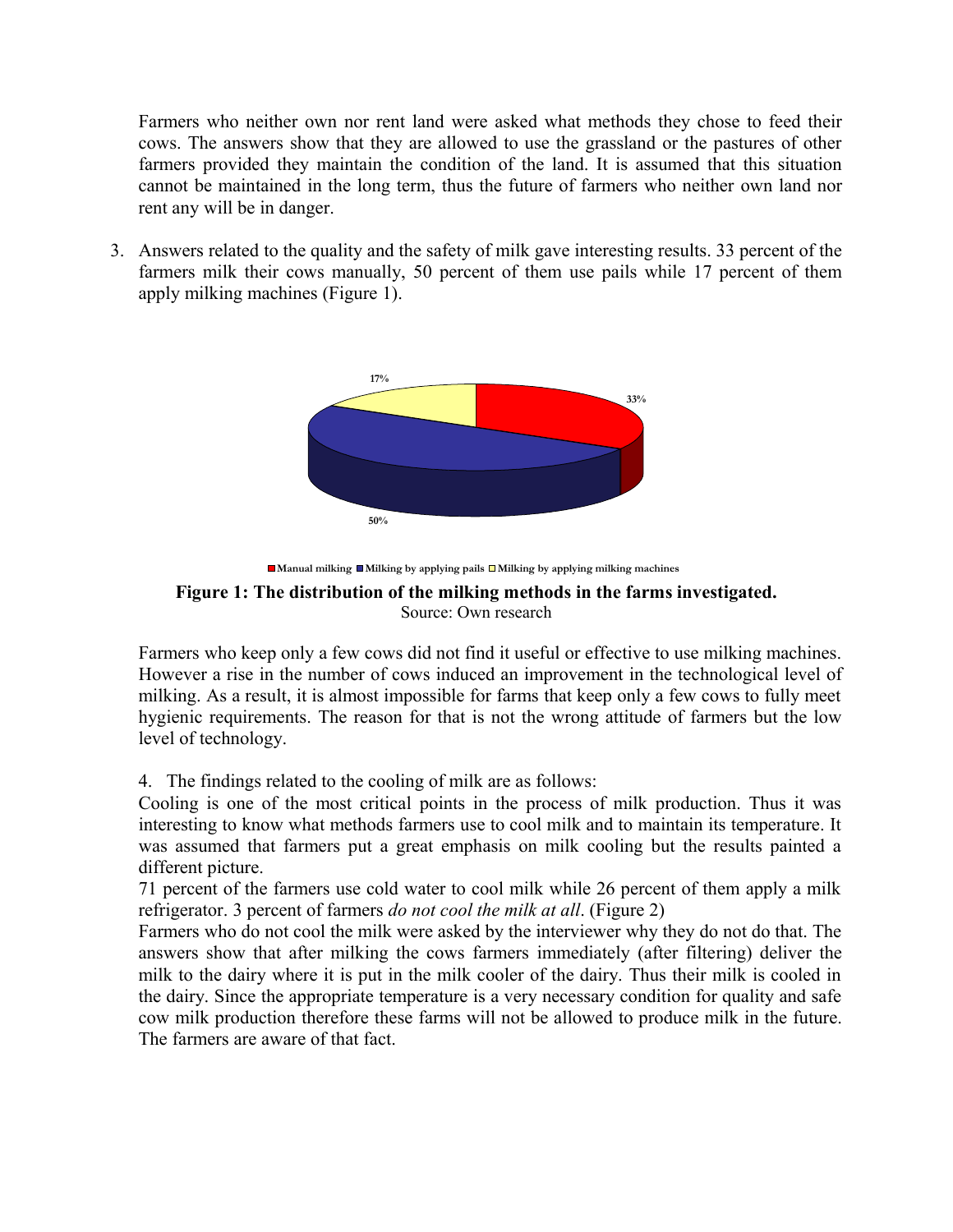Farmers who neither own nor rent land were asked what methods they chose to feed their cows. The answers show that they are allowed to use the grassland or the pastures of other farmers provided they maintain the condition of the land. It is assumed that this situation cannot be maintained in the long term, thus the future of farmers who neither own land nor rent any will be in danger.

3. Answers related to the quality and the safety of milk gave interesting results. 33 percent of the farmers milk their cows manually, 50 percent of them use pails while 17 percent of them apply milking machines (Figure 1).

17%

33%

50%

Manual milking, Milking by applying pails, Milking by applying milking machines

**Figure 1: The distribution of the milking methods in the farms investigated.**
Source: Own research

Farmers who keep only a few cows did not find it useful or effective to use milking machines. However a rise in the number of cows induced an improvement in the technological level of milking. As a result, it is almost impossible for farms that keep only a few cows to fully meet hygienic requirements. The reason for that is not the wrong attitude of farmers but the low level of technology.

4. The findings related to the cooling of milk are as follows:

Cooling is one of the most critical points in the process of milk production. Thus it was interesting to know what methods farmers use to cool milk and to maintain its temperature. It was assumed that farmers put a great emphasis on milk cooling but the results painted a different picture.

71 percent of the farmers use cold water to cool milk while 26 percent of them apply a milk refrigerator. 3 percent of farmers *do not cool the milk at all*. (Figure 2)

Farmers who do not cool the milk were asked by the interviewer why they do not do that. The answers show that after milking the cows farmers immediately (after filtering) deliver the milk to the dairy where it is put in the milk cooler of the dairy. Thus their milk is cooled in the dairy. Since the appropriate temperature is a very necessary condition for quality and safe cow milk production therefore these farms will not be allowed to produce milk in the future. The farmers are aware of that fact.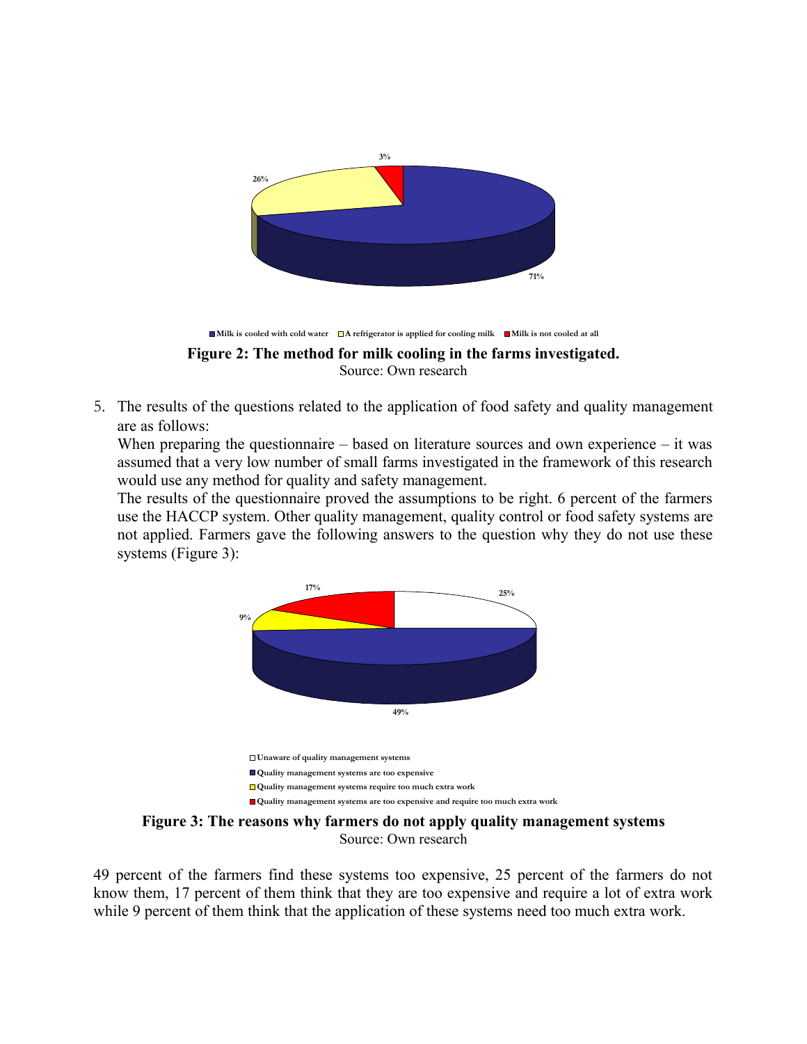**Figure 2: The method for milk cooling in the farms investigated.**
Source: Own research

5. The results of the questions related to the application of food safety and quality management are as follows:
   When preparing the questionnaire – based on literature sources and own experience – it was assumed that a very low number of small farms investigated in the framework of this research would use any method for quality and safety management.
   The results of the questionnaire proved the assumptions to be right. 6 percent of the farmers use the HACCP system. Other quality management, quality control or food safety systems are not applied. Farmers gave the following answers to the question why they do not use these systems (Figure 3):

**Figure 3: The reasons why farmers do not apply quality management systems**
Source: Own research

49 percent of the farmers find these systems too expensive, 25 percent of the farmers do not know them, 17 percent of them think that they are too expensive and require a lot of extra work while 9 percent of them think that the application of these systems need too much extra work.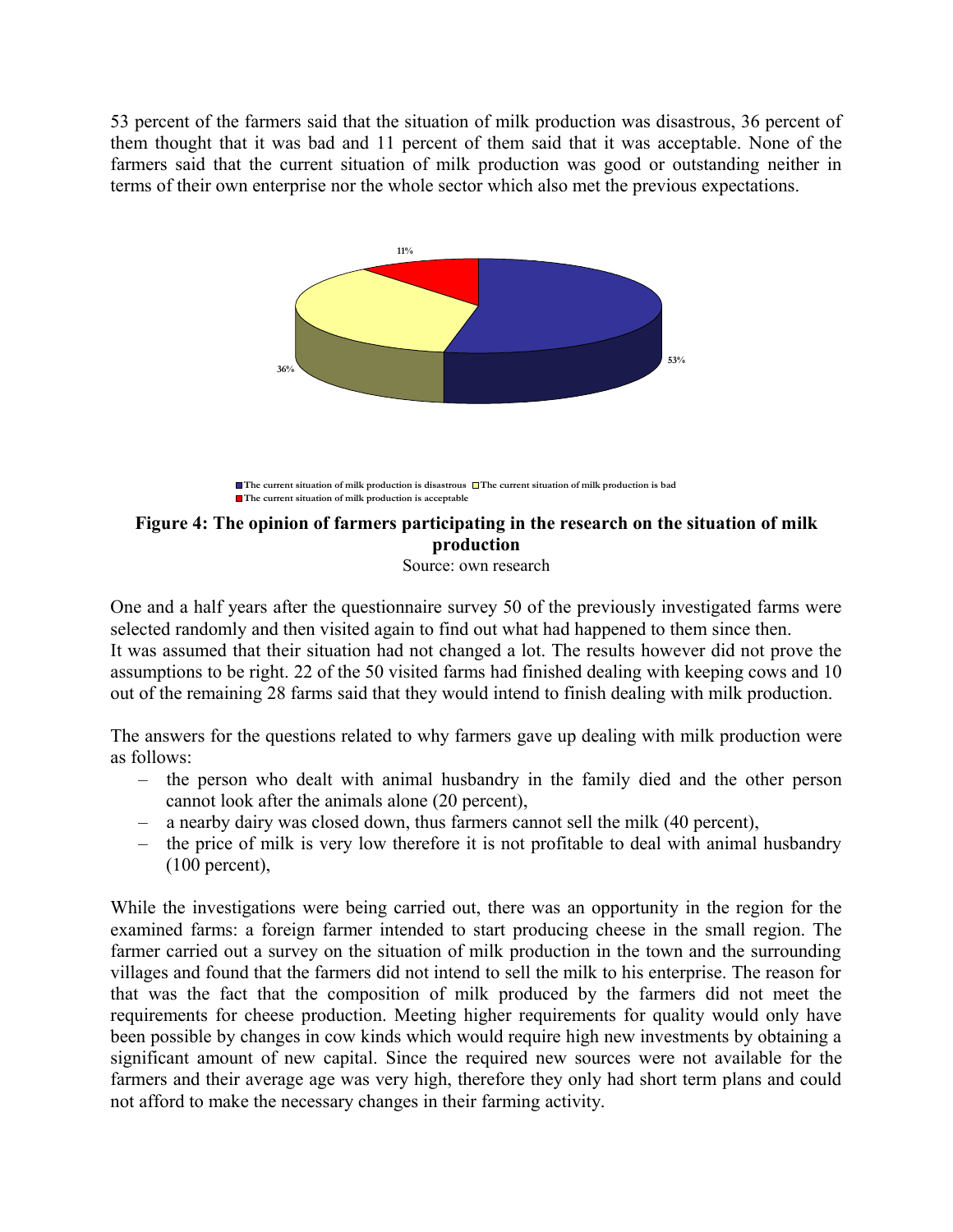53 percent of the farmers said that the situation of milk production was disastrous, 36 percent of them thought that it was bad and 11 percent of them said that it was acceptable. None of the farmers said that the current situation of milk production was good or outstanding neither in terms of their own enterprise nor the whole sector which also met the previous expectations.

**Figure 4: The opinion of farmers participating in the research on the situation of milk production**

Source: own research

One and a half years after the questionnaire survey 50 of the previously investigated farms were selected randomly and then visited again to find out what had happened to them since then.
It was assumed that their situation had not changed a lot. The results however did not prove the assumptions to be right. 22 of the 50 visited farms had finished dealing with keeping cows and 10 out of the remaining 28 farms said that they would intend to finish dealing with milk production.

The answers for the questions related to why farmers gave up dealing with milk production were as follows:

- the person who dealt with animal husbandry in the family died and the other person cannot look after the animals alone (20 percent),
- a nearby dairy was closed down, thus farmers cannot sell the milk (40 percent),
- the price of milk is very low therefore it is not profitable to deal with animal husbandry (100 percent),

While the investigations were being carried out, there was an opportunity in the region for the examined farms: a foreign farmer intended to start producing cheese in the small region. The farmer carried out a survey on the situation of milk production in the town and the surrounding villages and found that the farmers did not intend to sell the milk to his enterprise. The reason for that was the fact that the composition of milk produced by the farmers did not meet the requirements for cheese production. Meeting higher requirements for quality would only have been possible by changes in cow kinds which would require high new investments by obtaining a significant amount of new capital. Since the required new sources were not available for the farmers and their average age was very high, therefore they only had short term plans and could not afford to make the necessary changes in their farming activity.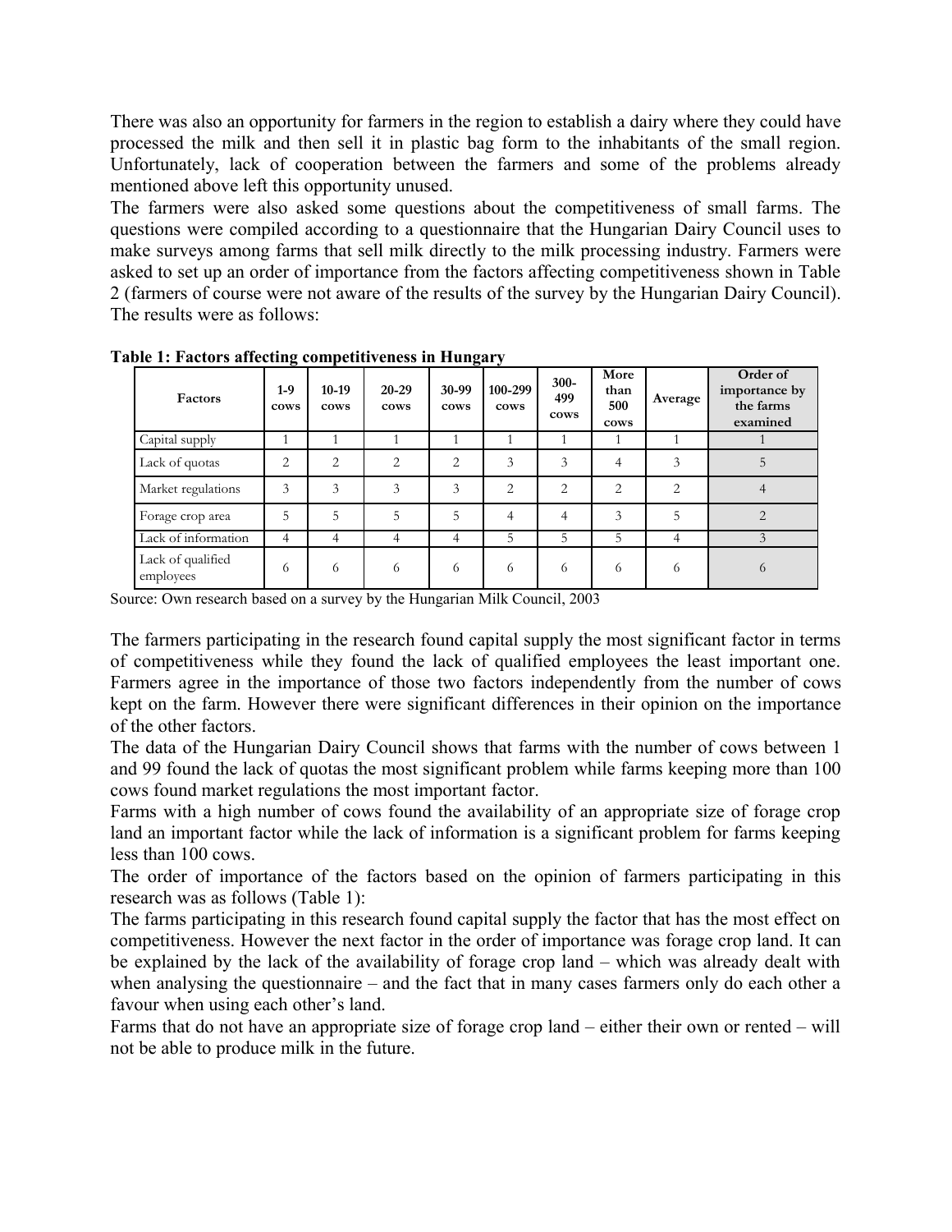There was also an opportunity for farmers in the region to establish a dairy where they could have processed the milk and then sell it in plastic bag form to the inhabitants of the small region. Unfortunately, lack of cooperation between the farmers and some of the problems already mentioned above left this opportunity unused.

The farmers were also asked some questions about the competitiveness of small farms. The questions were compiled according to a questionnaire that the Hungarian Dairy Council uses to make surveys among farms that sell milk directly to the milk processing industry. Farmers were asked to set up an order of importance from the factors affecting competitiveness shown in Table 2 (farmers of course were not aware of the results of the survey by the Hungarian Dairy Council). The results were as follows:

**Table 1: Factors affecting competitiveness in Hungary**

| Factors | 1-9 cows | 10-19 cows | 20-29 cows | 30-99 cows | 100-299 cows | 300-499 cows | More than 500 cows | Average | Order of importance by the farms examined |
|---|---|---|---|---|---|---|---|---|---|
| Capital supply | 1 | 1 | 1 | 1 | 1 | 1 | 1 | 1 | 1 |
| Lack of quotas | 2 | 2 | 2 | 2 | 3 | 3 | 4 | 3 | 5 |
| Market regulations | 3 | 3 | 3 | 3 | 2 | 2 | 2 | 2 | 4 |
| Forage crop area | 5 | 5 | 5 | 5 | 4 | 4 | 3 | 5 | 2 |
| Lack of information | 4 | 4 | 4 | 4 | 5 | 5 | 5 | 4 | 3 |
| Lack of qualified employees | 6 | 6 | 6 | 6 | 6 | 6 | 6 | 6 | 6 |

Source: Own research based on a survey by the Hungarian Milk Council, 2003

The farmers participating in the research found capital supply the most significant factor in terms of competitiveness while they found the lack of qualified employees the least important one. Farmers agree in the importance of those two factors independently from the number of cows kept on the farm. However there were significant differences in their opinion on the importance of the other factors.

The data of the Hungarian Dairy Council shows that farms with the number of cows between 1 and 99 found the lack of quotas the most significant problem while farms keeping more than 100 cows found market regulations the most important factor.

Farms with a high number of cows found the availability of an appropriate size of forage crop land an important factor while the lack of information is a significant problem for farms keeping less than 100 cows.

The order of importance of the factors based on the opinion of farmers participating in this research was as follows (Table 1):

The farms participating in this research found capital supply the factor that has the most effect on competitiveness. However the next factor in the order of importance was forage crop land. It can be explained by the lack of the availability of forage crop land – which was already dealt with when analysing the questionnaire – and the fact that in many cases farmers only do each other a favour when using each other's land.

Farms that do not have an appropriate size of forage crop land – either their own or rented – will not be able to produce milk in the future.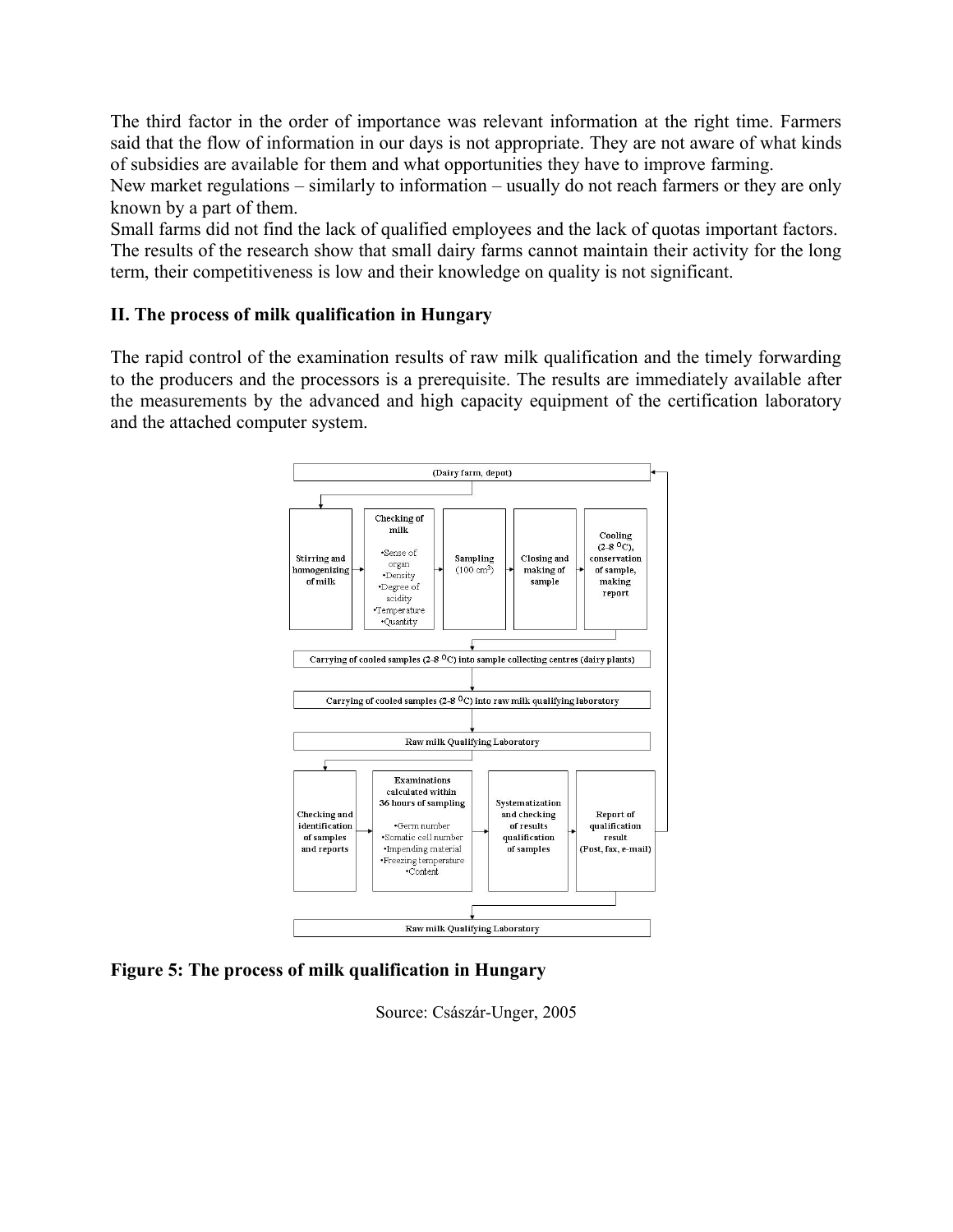The third factor in the order of importance was relevant information at the right time. Farmers said that the flow of information in our days is not appropriate. They are not aware of what kinds of subsidies are available for them and what opportunities they have to improve farming.

New market regulations – similarly to information – usually do not reach farmers or they are only known by a part of them.

Small farms did not find the lack of qualified employees and the lack of quotas important factors.

The results of the research show that small dairy farms cannot maintain their activity for the long term, their competitiveness is low and their knowledge on quality is not significant.

**II. The process of milk qualification in Hungary**

The rapid control of the examination results of raw milk qualification and the timely forwarding to the producers and the processors is a prerequisite. The results are immediately available after the measurements by the advanced and high capacity equipment of the certification laboratory and the attached computer system.

(Dairy farm, depot)

Stirring and homogenizing of milk → Checking of milk (•Sense of organ •Density •Degree of acidity •Temperature •Quantity) → Sampling ($100\ cm^3$) → Closing and making of sample → Cooling (2-8 °C), conservation of sample, making report

Carrying of cooled samples (2-8 °C) into sample collecting centres (dairy plants)

Carrying of cooled samples (2-8 °C) into raw milk qualifying laboratory

Raw milk Qualifying Laboratory

Checking and identification of samples and reports → Examinations calculated within 36 hours of sampling (•Germ number •Somatic cell number •Impending material •Freezing temperature •Content) → Systematization and checking of results qualification of samples → Report of qualification result (Post, fax, e-mail)

Raw milk Qualifying Laboratory

**Figure 5: The process of milk qualification in Hungary**

Source: Császár-Unger, 2005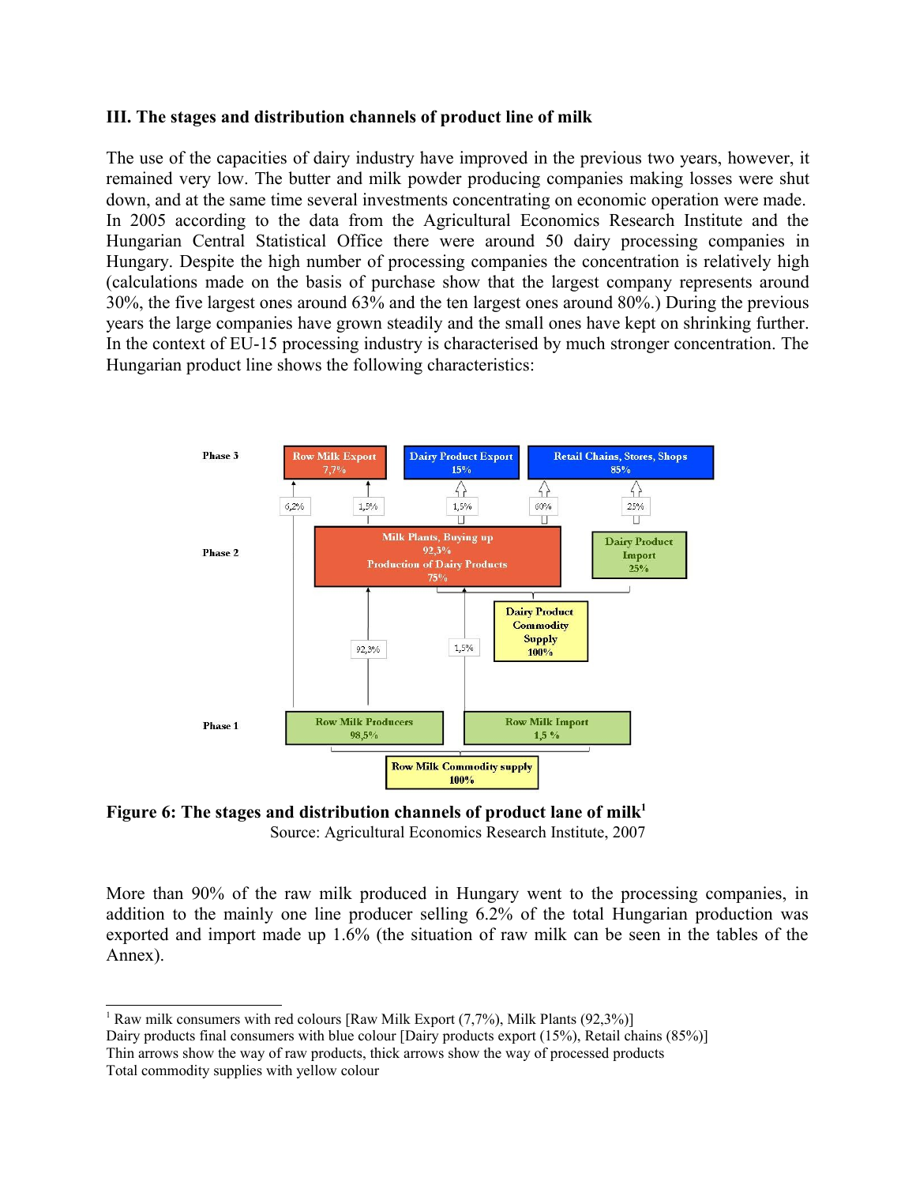### III. The stages and distribution channels of product line of milk

The use of the capacities of dairy industry have improved in the previous two years, however, it remained very low. The butter and milk powder producing companies making losses were shut down, and at the same time several investments concentrating on economic operation were made. In 2005 according to the data from the Agricultural Economics Research Institute and the Hungarian Central Statistical Office there were around 50 dairy processing companies in Hungary. Despite the high number of processing companies the concentration is relatively high (calculations made on the basis of purchase show that the largest company represents around 30%, the five largest ones around 63% and the ten largest ones around 80%.) During the previous years the large companies have grown steadily and the small ones have kept on shrinking further. In the context of EU-15 processing industry is characterised by much stronger concentration. The Hungarian product line shows the following characteristics:

**Figure 6: The stages and distribution channels of product lane of milk**[1]

Source: Agricultural Economics Research Institute, 2007

More than 90% of the raw milk produced in Hungary went to the processing companies, in addition to the mainly one line producer selling 6.2% of the total Hungarian production was exported and import made up 1.6% (the situation of raw milk can be seen in the tables of the Annex).

---

[1] Raw milk consumers with red colours [Raw Milk Export (7,7%), Milk Plants (92,3%)]
Dairy products final consumers with blue colour [Dairy products export (15%), Retail chains (85%)]
Thin arrows show the way of raw products, thick arrows show the way of processed products
Total commodity supplies with yellow colour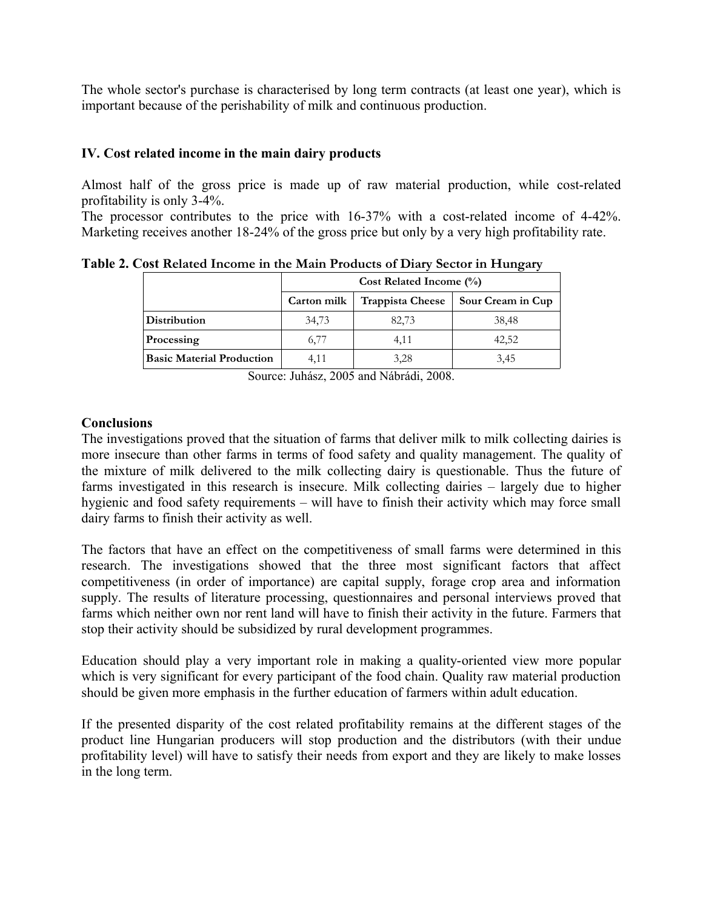The whole sector's purchase is characterised by long term contracts (at least one year), which is important because of the perishability of milk and continuous production.

### IV. Cost related income in the main dairy products

Almost half of the gross price is made up of raw material production, while cost-related profitability is only 3-4%.
The processor contributes to the price with 16-37% with a cost-related income of 4-42%. Marketing receives another 18-24% of the gross price but only by a very high profitability rate.

**Table 2. Cost Related Income in the Main Products of Diary Sector in Hungary**

| | Cost Related Income (%) | | |
|---|---|---|---|
| | **Carton milk** | **Trappista Cheese** | **Sour Cream in Cup** |
| **Distribution** | 34,73 | 82,73 | 38,48 |
| **Processing** | 6,77 | 4,11 | 42,52 |
| **Basic Material Production** | 4,11 | 3,28 | 3,45 |

Source: Juhász, 2005 and Nábrádi, 2008.

### Conclusions

The investigations proved that the situation of farms that deliver milk to milk collecting dairies is more insecure than other farms in terms of food safety and quality management. The quality of the mixture of milk delivered to the milk collecting dairy is questionable. Thus the future of farms investigated in this research is insecure. Milk collecting dairies – largely due to higher hygienic and food safety requirements – will have to finish their activity which may force small dairy farms to finish their activity as well.

The factors that have an effect on the competitiveness of small farms were determined in this research. The investigations showed that the three most significant factors that affect competitiveness (in order of importance) are capital supply, forage crop area and information supply. The results of literature processing, questionnaires and personal interviews proved that farms which neither own nor rent land will have to finish their activity in the future. Farmers that stop their activity should be subsidized by rural development programmes.

Education should play a very important role in making a quality-oriented view more popular which is very significant for every participant of the food chain. Quality raw material production should be given more emphasis in the further education of farmers within adult education.

If the presented disparity of the cost related profitability remains at the different stages of the product line Hungarian producers will stop production and the distributors (with their undue profitability level) will have to satisfy their needs from export and they are likely to make losses in the long term.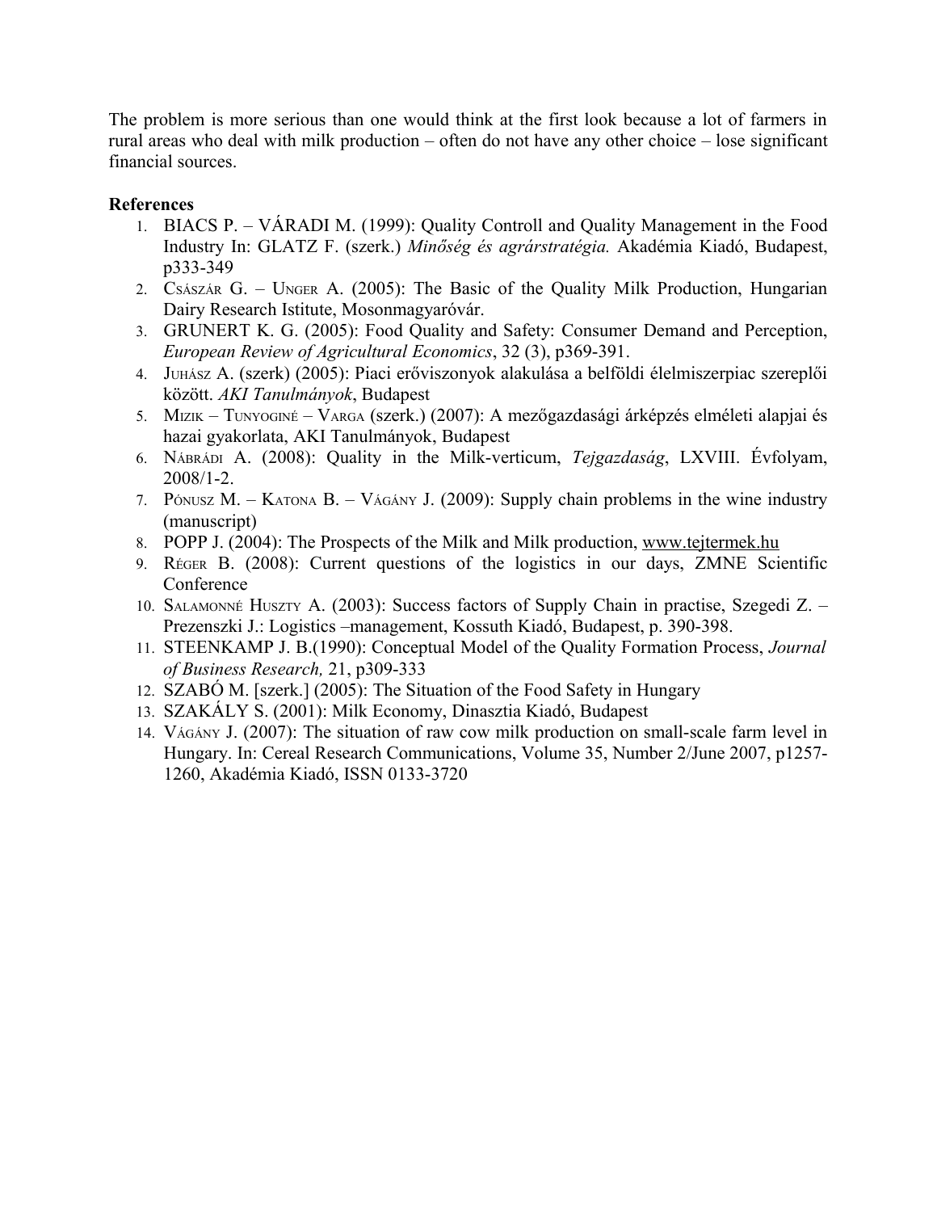The problem is more serious than one would think at the first look because a lot of farmers in rural areas who deal with milk production – often do not have any other choice – lose significant financial sources.

**References**

1. BIACS P. – VÁRADI M. (1999): Quality Controll and Quality Management in the Food Industry In: GLATZ F. (szerk.) *Minőség és agrárstratégia.* Akadémia Kiadó, Budapest, p333-349
2. CSÁSZÁR G. – UNGER A. (2005): The Basic of the Quality Milk Production, Hungarian Dairy Research Istitute, Mosonmagyaróvár.
3. GRUNERT K. G. (2005): Food Quality and Safety: Consumer Demand and Perception, *European Review of Agricultural Economics*, 32 (3), p369-391.
4. JUHÁSZ A. (szerk) (2005): Piaci erőviszonyok alakulása a belföldi élelmiszerpiac szereplői között. *AKI Tanulmányok*, Budapest
5. MIZIK – TUNYOGINÉ – VARGA (szerk.) (2007): A mezőgazdasági árképzés elméleti alapjai és hazai gyakorlata, AKI Tanulmányok, Budapest
6. NÁBRÁDI A. (2008): Quality in the Milk-verticum, *Tejgazdaság*, LXVIII. Évfolyam, 2008/1-2.
7. PÓNUSZ M. – KATONA B. – VÁGÁNY J. (2009): Supply chain problems in the wine industry (manuscript)
8. POPP J. (2004): The Prospects of the Milk and Milk production, www.tejtermek.hu
9. RÉGER B. (2008): Current questions of the logistics in our days, ZMNE Scientific Conference
10. SALAMONNÉ HUSZTY A. (2003): Success factors of Supply Chain in practise, Szegedi Z. – Prezenszki J.: Logistics –management, Kossuth Kiadó, Budapest, p. 390-398.
11. STEENKAMP J. B.(1990): Conceptual Model of the Quality Formation Process, *Journal of Business Research,* 21, p309-333
12. SZABÓ M. [szerk.] (2005): The Situation of the Food Safety in Hungary
13. SZAKÁLY S. (2001): Milk Economy, Dinasztia Kiadó, Budapest
14. VÁGÁNY J. (2007): The situation of raw cow milk production on small-scale farm level in Hungary. In: Cereal Research Communications, Volume 35, Number 2/June 2007, p1257-1260, Akadémia Kiadó, ISSN 0133-3720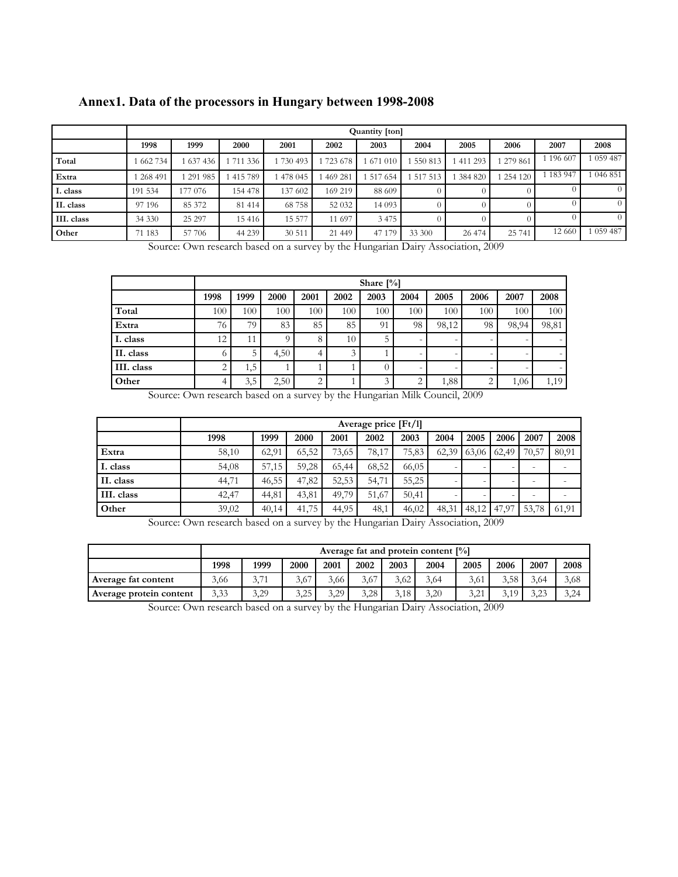# Annex1. Data of the processors in Hungary between 1998-2008

| | Quantity [ton] | | | | | | | | | | |
|---|---|---|---|---|---|---|---|---|---|---|---|
| | 1998 | 1999 | 2000 | 2001 | 2002 | 2003 | 2004 | 2005 | 2006 | 2007 | 2008 |
| Total | 1 662 734 | 1 637 436 | 1 711 336 | 1 730 493 | 1 723 678 | 1 671 010 | 1 550 813 | 1 411 293 | 1 279 861 | 1 196 607 | 1 059 487 |
| Extra | 1 268 491 | 1 291 985 | 1 415 789 | 1 478 045 | 1 469 281 | 1 517 654 | 1 517 513 | 1 384 820 | 1 254 120 | 1 183 947 | 1 046 851 |
| I. class | 191 534 | 177 076 | 154 478 | 137 602 | 169 219 | 88 609 | 0 | 0 | 0 | 0 | 0 |
| II. class | 97 196 | 85 372 | 81 414 | 68 758 | 52 032 | 14 093 | 0 | 0 | 0 | 0 | 0 |
| III. class | 34 330 | 25 297 | 15 416 | 15 577 | 11 697 | 3 475 | 0 | 0 | 0 | 0 | 0 |
| Other | 71 183 | 57 706 | 44 239 | 30 511 | 21 449 | 47 179 | 33 300 | 26 474 | 25 741 | 12 660 | 1 059 487 |

Source: Own research based on a survey by the Hungarian Dairy Association, 2009

| | Share [%] | | | | | | | | | | |
|---|---|---|---|---|---|---|---|---|---|---|---|
| | 1998 | 1999 | 2000 | 2001 | 2002 | 2003 | 2004 | 2005 | 2006 | 2007 | 2008 |
| Total | 100 | 100 | 100 | 100 | 100 | 100 | 100 | 100 | 100 | 100 | 100 |
| Extra | 76 | 79 | 83 | 85 | 85 | 91 | 98 | 98,12 | 98 | 98,94 | 98,81 |
| I. class | 12 | 11 | 9 | 8 | 10 | 5 | - | - | - | - | - |
| II. class | 6 | 5 | 4,50 | 4 | 3 | 1 | - | - | - | - | - |
| III. class | 2 | 1,5 | 1 | 1 | 1 | 0 | - | - | - | - | - |
| Other | 4 | 3,5 | 2,50 | 2 | 1 | 3 | 2 | 1,88 | 2 | 1,06 | 1,19 |

Source: Own research based on a survey by the Hungarian Milk Council, 2009

| | Average price [Ft/l] | | | | | | | | | | |
|---|---|---|---|---|---|---|---|---|---|---|---|
| | 1998 | 1999 | 2000 | 2001 | 2002 | 2003 | 2004 | 2005 | 2006 | 2007 | 2008 |
| Extra | 58,10 | 62,91 | 65,52 | 73,65 | 78,17 | 75,83 | 62,39 | 63,06 | 62,49 | 70,57 | 80,91 |
| I. class | 54,08 | 57,15 | 59,28 | 65,44 | 68,52 | 66,05 | - | - | - | - | - |
| II. class | 44,71 | 46,55 | 47,82 | 52,53 | 54,71 | 55,25 | - | - | - | - | - |
| III. class | 42,47 | 44,81 | 43,81 | 49,79 | 51,67 | 50,41 | - | - | - | - | - |
| Other | 39,02 | 40,14 | 41,75 | 44,95 | 48,1 | 46,02 | 48,31 | 48,12 | 47,97 | 53,78 | 61,91 |

Source: Own research based on a survey by the Hungarian Dairy Association, 2009

| | Average fat and protein content [%] | | | | | | | | | | |
|---|---|---|---|---|---|---|---|---|---|---|---|
| | 1998 | 1999 | 2000 | 2001 | 2002 | 2003 | 2004 | 2005 | 2006 | 2007 | 2008 |
| Average fat content | 3,66 | 3,71 | 3,67 | 3,66 | 3,67 | 3,62 | 3,64 | 3,61 | 3,58 | 3,64 | 3,68 |
| Average protein content | 3,33 | 3,29 | 3,25 | 3,29 | 3,28 | 3,18 | 3,20 | 3,21 | 3,19 | 3,23 | 3,24 |

Source: Own research based on a survey by the Hungarian Dairy Association, 2009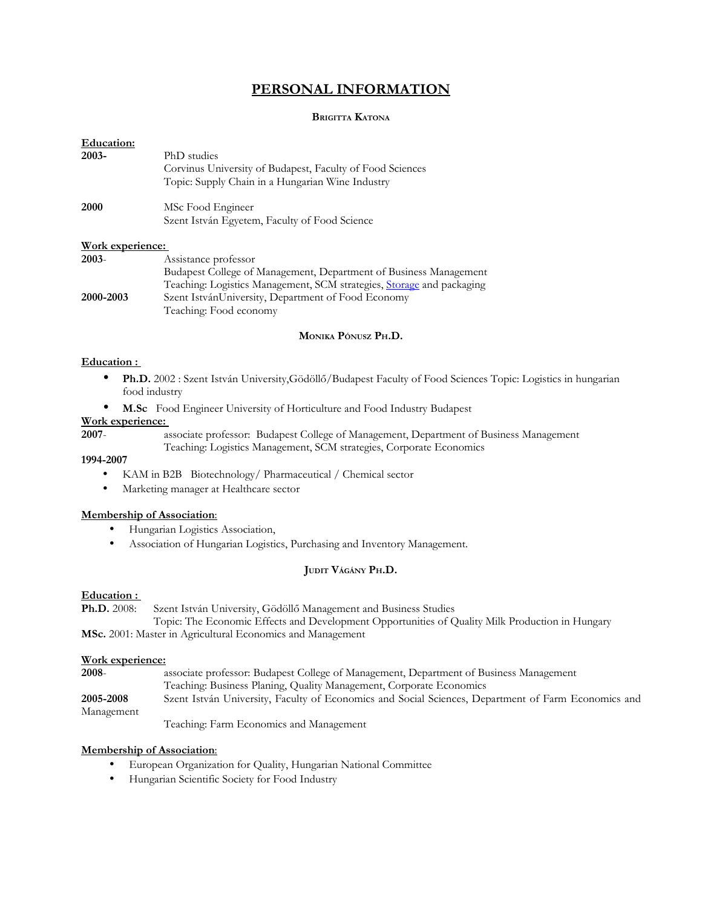# PERSONAL INFORMATION

### BRIGITTA KATONA

**Education:**

**2003-** PhD studies
Corvinus University of Budapest, Faculty of Food Sciences
Topic: Supply Chain in a Hungarian Wine Industry

**2000** MSc Food Engineer
Szent István Egyetem, Faculty of Food Science

**Work experience:**

**2003**- Assistance professor
Budapest College of Management, Department of Business Management
Teaching: Logistics Management, SCM strategies, Storage and packaging

**2000-2003** Szent IstvánUniversity, Department of Food Economy
Teaching: Food economy

### MONIKA PÓNUSZ PH.D.

**Education :**

- **Ph.D.** 2002 : Szent István University,Gödöllő/Budapest Faculty of Food Sciences Topic: Logistics in hungarian food industry
- **M.Sc** Food Engineer University of Horticulture and Food Industry Budapest

**Work experience:**

**2007**- associate professor: Budapest College of Management, Department of Business Management
Teaching: Logistics Management, SCM strategies, Corporate Economics

**1994-2007**

- KAM in B2B Biotechnology/ Pharmaceutical / Chemical sector
- Marketing manager at Healthcare sector

**Membership of Association**:

- Hungarian Logistics Association,
- Association of Hungarian Logistics, Purchasing and Inventory Management.

### JUDIT VÁGÁNY PH.D.

**Education :**

**Ph.D.** 2008: Szent István University, Gödöllő Management and Business Studies
Topic: The Economic Effects and Development Opportunities of Quality Milk Production in Hungary

**MSc.** 2001: Master in Agricultural Economics and Management

**Work experience:**

**2008**- associate professor: Budapest College of Management, Department of Business Management
Teaching: Business Planing, Quality Management, Corporate Economics

**2005-2008** Szent István University, Faculty of Economics and Social Sciences, Department of Farm Economics and Management
Teaching: Farm Economics and Management

**Membership of Association**:

- European Organization for Quality, Hungarian National Committee
- Hungarian Scientific Society for Food Industry